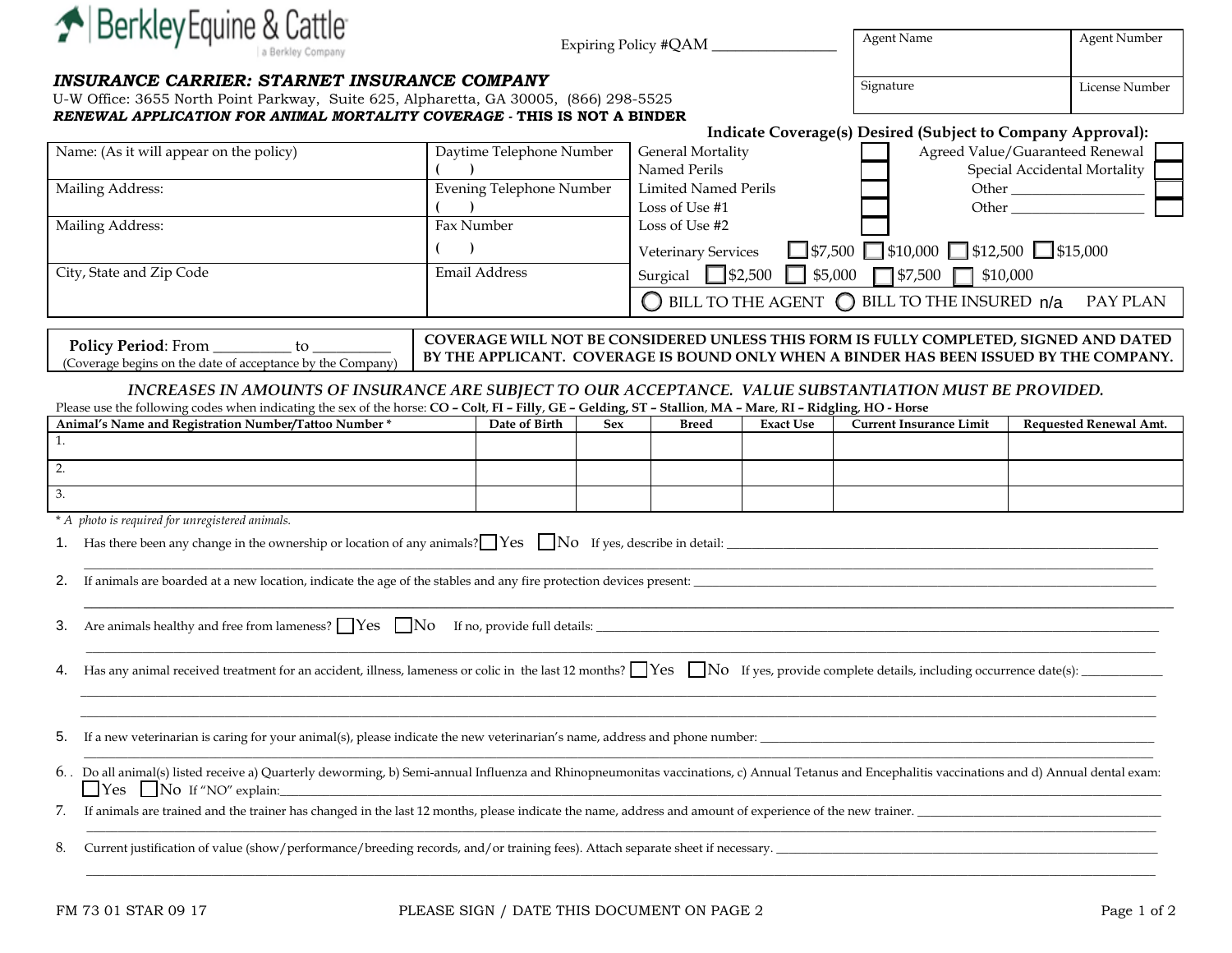Berkley Equine & Cattle
a Berkley Company

Expiring Policy #QAM ________________

| Agent Name | Agent Number |
|---|---|
| Signature | License Number |

**_INSURANCE CARRIER: STARNET INSURANCE COMPANY_**

U-W Office: 3655 North Point Parkway, Suite 625, Alpharetta, GA 30005, (866) 298-5525

**_RENEWAL APPLICATION FOR ANIMAL MORTALITY COVERAGE_ - THIS IS NOT A BINDER**

| Name: (As it will appear on the policy) | Daytime Telephone Number ( ) |
|---|---|
| Mailing Address: | Evening Telephone Number ( ) |
| Mailing Address: | Fax Number ( ) |
| City, State and Zip Code | Email Address |

**Indicate Coverage(s) Desired (Subject to Company Approval):**

- ☐ General Mortality
- ☐ Named Perils
- ☐ Limited Named Perils
- ☐ Loss of Use #1
- ☐ Loss of Use #2
- ☐ Agreed Value/Guaranteed Renewal
- ☐ Special Accidental Mortality
- ☐ Other __________________
- ☐ Other __________________

Veterinary Services ☐ $7,500 ☐ $10,000 ☐ $12,500 ☐ $15,000

Surgical ☐ $2,500 ☐ $5,000 ☐ $7,500 ☐ $10,000

○ BILL TO THE AGENT ○ BILL TO THE INSURED n/a PAY PLAN

**Policy Period**: From _________ to _________
(Coverage begins on the date of acceptance by the Company)

**COVERAGE WILL NOT BE CONSIDERED UNLESS THIS FORM IS FULLY COMPLETED, SIGNED AND DATED BY THE APPLICANT. COVERAGE IS BOUND ONLY WHEN A BINDER HAS BEEN ISSUED BY THE COMPANY.**

**_INCREASES IN AMOUNTS OF INSURANCE ARE SUBJECT TO OUR ACCEPTANCE. VALUE SUBSTANTIATION MUST BE PROVIDED._**

Please use the following codes when indicating the sex of the horse: **CO – Colt**, **FI – Filly**, **GE – Gelding**, **ST – Stallion**, **MA – Mare**, **RI – Ridgling**, **HO - Horse**

| Animal's Name and Registration Number/Tattoo Number * | Date of Birth | Sex | Breed | Exact Use | Current Insurance Limit | Requested Renewal Amt. |
|---|---|---|---|---|---|---|
| 1. | | | | | | |
| 2. | | | | | | |
| 3. | | | | | | |

_* A photo is required for unregistered animals._

1. Has there been any change in the ownership or location of any animals? ☐ Yes ☐ No If yes, describe in detail: ____________________________________________
2. If animals are boarded at a new location, indicate the age of the stables and any fire protection devices present: ____________________________________________
3. Are animals healthy and free from lameness? ☐ Yes ☐ No If no, provide full details: ____________________________________________
4. Has any animal received treatment for an accident, illness, lameness or colic in the last 12 months? ☐ Yes ☐ No If yes, provide complete details, including occurrence date(s): ____________________________________________
5. If a new veterinarian is caring for your animal(s), please indicate the new veterinarian's name, address and phone number: ____________________________________________
6. Do all animal(s) listed receive a) Quarterly deworming, b) Semi-annual Influenza and Rhinopneumonitas vaccinations, c) Annual Tetanus and Encephalitis vaccinations and d) Annual dental exam: ☐ Yes ☐ No If "NO" explain: ____________________________________________
7. If animals are trained and the trainer has changed in the last 12 months, please indicate the name, address and amount of experience of the new trainer. ____________________________________________
8. Current justification of value (show/performance/breeding records, and/or training fees). Attach separate sheet if necessary. ____________________________________________

FM 73 01 STAR 09 17

PLEASE SIGN / DATE THIS DOCUMENT ON PAGE 2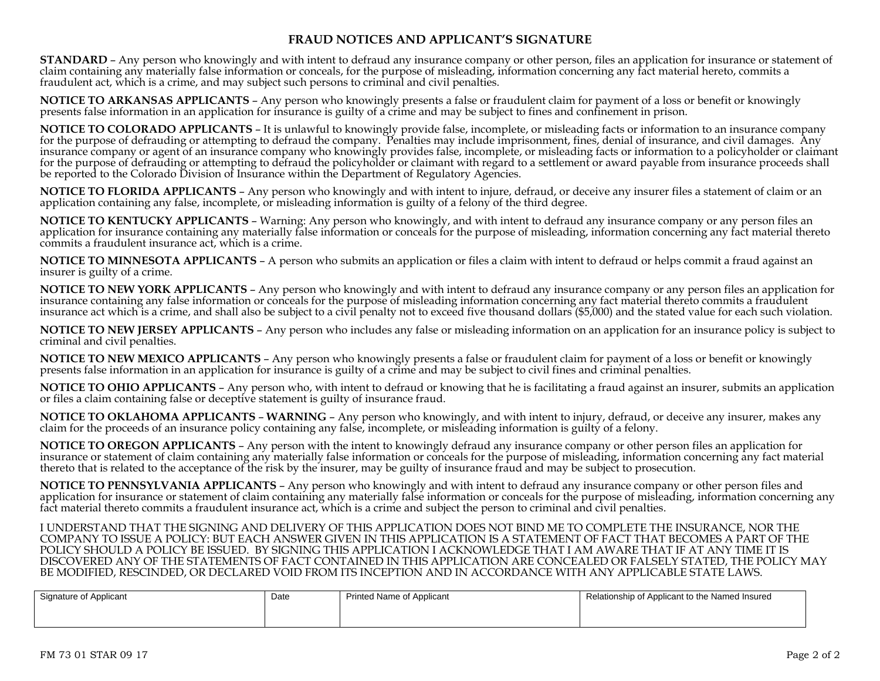# FRAUD NOTICES AND APPLICANT'S SIGNATURE

**STANDARD** – Any person who knowingly and with intent to defraud any insurance company or other person, files an application for insurance or statement of claim containing any materially false information or conceals, for the purpose of misleading, information concerning any fact material hereto, commits a fraudulent act, which is a crime, and may subject such persons to criminal and civil penalties.

**NOTICE TO ARKANSAS APPLICANTS** – Any person who knowingly presents a false or fraudulent claim for payment of a loss or benefit or knowingly presents false information in an application for insurance is guilty of a crime and may be subject to fines and confinement in prison.

**NOTICE TO COLORADO APPLICANTS** – It is unlawful to knowingly provide false, incomplete, or misleading facts or information to an insurance company for the purpose of defrauding or attempting to defraud the company. Penalties may include imprisonment, fines, denial of insurance, and civil damages. Any insurance company or agent of an insurance company who knowingly provides false, incomplete, or misleading facts or information to a policyholder or claimant for the purpose of defrauding or attempting to defraud the policyholder or claimant with regard to a settlement or award payable from insurance proceeds shall be reported to the Colorado Division of Insurance within the Department of Regulatory Agencies.

**NOTICE TO FLORIDA APPLICANTS** – Any person who knowingly and with intent to injure, defraud, or deceive any insurer files a statement of claim or an application containing any false, incomplete, or misleading information is guilty of a felony of the third degree.

**NOTICE TO KENTUCKY APPLICANTS** – Warning: Any person who knowingly, and with intent to defraud any insurance company or any person files an application for insurance containing any materially false information or conceals for the purpose of misleading, information concerning any fact material thereto commits a fraudulent insurance act, which is a crime.

**NOTICE TO MINNESOTA APPLICANTS** – A person who submits an application or files a claim with intent to defraud or helps commit a fraud against an insurer is guilty of a crime.

**NOTICE TO NEW YORK APPLICANTS** – Any person who knowingly and with intent to defraud any insurance company or any person files an application for insurance containing any false information or conceals for the purpose of misleading information concerning any fact material thereto commits a fraudulent insurance act which is a crime, and shall also be subject to a civil penalty not to exceed five thousand dollars ($5,000) and the stated value for each such violation.

**NOTICE TO NEW JERSEY APPLICANTS** – Any person who includes any false or misleading information on an application for an insurance policy is subject to criminal and civil penalties.

**NOTICE TO NEW MEXICO APPLICANTS** – Any person who knowingly presents a false or fraudulent claim for payment of a loss or benefit or knowingly presents false information in an application for insurance is guilty of a crime and may be subject to civil fines and criminal penalties.

**NOTICE TO OHIO APPLICANTS** – Any person who, with intent to defraud or knowing that he is facilitating a fraud against an insurer, submits an application or files a claim containing false or deceptive statement is guilty of insurance fraud.

**NOTICE TO OKLAHOMA APPLICANTS** – **WARNING** – Any person who knowingly, and with intent to injury, defraud, or deceive any insurer, makes any claim for the proceeds of an insurance policy containing any false, incomplete, or misleading information is guilty of a felony.

**NOTICE TO OREGON APPLICANTS** – Any person with the intent to knowingly defraud any insurance company or other person files an application for insurance or statement of claim containing any materially false information or conceals for the purpose of misleading, information concerning any fact material thereto that is related to the acceptance of the risk by the insurer, may be guilty of insurance fraud and may be subject to prosecution.

**NOTICE TO PENNSYLVANIA APPLICANTS** – Any person who knowingly and with intent to defraud any insurance company or other person files and application for insurance or statement of claim containing any materially false information or conceals for the purpose of misleading, information concerning any fact material thereto commits a fraudulent insurance act, which is a crime and subject the person to criminal and civil penalties.

I UNDERSTAND THAT THE SIGNING AND DELIVERY OF THIS APPLICATION DOES NOT BIND ME TO COMPLETE THE INSURANCE, NOR THE COMPANY TO ISSUE A POLICY: BUT EACH ANSWER GIVEN IN THIS APPLICATION IS A STATEMENT OF FACT THAT BECOMES A PART OF THE POLICY SHOULD A POLICY BE ISSUED. BY SIGNING THIS APPLICATION I ACKNOWLEDGE THAT I AM AWARE THAT IF AT ANY TIME IT IS DISCOVERED ANY OF THE STATEMENTS OF FACT CONTAINED IN THIS APPLICATION ARE CONCEALED OR FALSELY STATED, THE POLICY MAY BE MODIFIED, RESCINDED, OR DECLARED VOID FROM ITS INCEPTION AND IN ACCORDANCE WITH ANY APPLICABLE STATE LAWS.

| Signature of Applicant | Date | Printed Name of Applicant | Relationship of Applicant to the Named Insured |
|---|---|---|---|
| | | | |

FM 73 01 STAR 09 17